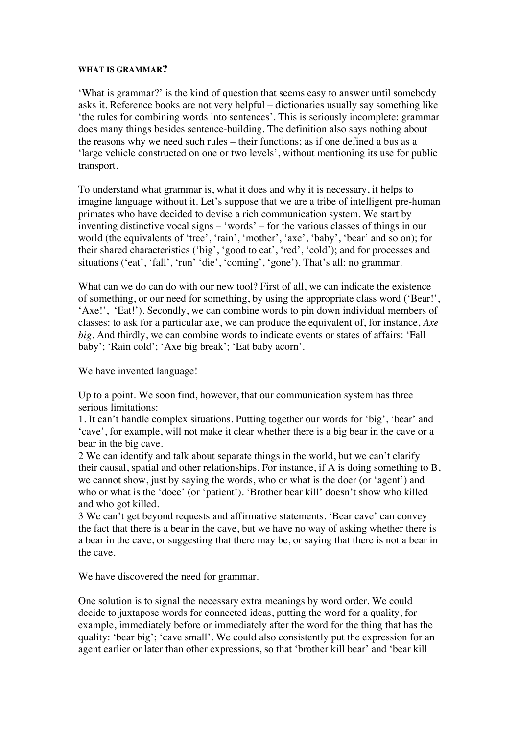#### WHAT IS GRAMMAR?

'What is grammar?' is the kind of question that seems easy to answer until somebody asks it. Reference books are not very helpful – dictionaries usually say something like 'the rules for combining words into sentences'. This is seriously incomplete: grammar does many things besides sentence-building. The definition also says nothing about the reasons why we need such rules – their functions; as if one defined a bus as a 'large vehicle constructed on one or two levels', without mentioning its use for public transport.

To understand what grammar is, what it does and why it is necessary, it helps to imagine language without it. Let's suppose that we are a tribe of intelligent pre-human primates who have decided to devise a rich communication system. We start by inventing distinctive vocal signs – 'words' – for the various classes of things in our world (the equivalents of 'tree', 'rain', 'mother', 'axe', 'baby', 'bear' and so on); for their shared characteristics ('big', 'good to eat', 'red', 'cold'); and for processes and situations ('eat', 'fall', 'run' 'die', 'coming', 'gone'). That's all: no grammar.

What can we do can do with our new tool? First of all, we can indicate the existence of something, or our need for something, by using the appropriate class word ('Bear!', 'Axe!', 'Eat!'). Secondly, we can combine words to pin down individual members of classes: to ask for a particular axe, we can produce the equivalent of, for instance, *Axe big*. And thirdly, we can combine words to indicate events or states of affairs: 'Fall baby'; 'Rain cold'; 'Axe big break'; 'Eat baby acorn'.

We have invented language!

Up to a point. We soon find, however, that our communication system has three serious limitations:

1. It can't handle complex situations. Putting together our words for 'big', 'bear' and 'cave', for example, will not make it clear whether there is a big bear in the cave or a bear in the big cave.
2 We can identify and talk about separate things in the world, but we can't clarify their causal, spatial and other relationships. For instance, if A is doing something to B, we cannot show, just by saying the words, who or what is the doer (or 'agent') and who or what is the 'doee' (or 'patient'). 'Brother bear kill' doesn't show who killed and who got killed.
3 We can't get beyond requests and affirmative statements. 'Bear cave' can convey the fact that there is a bear in the cave, but we have no way of asking whether there is a bear in the cave, or suggesting that there may be, or saying that there is not a bear in the cave.

We have discovered the need for grammar.

One solution is to signal the necessary extra meanings by word order. We could decide to juxtapose words for connected ideas, putting the word for a quality, for example, immediately before or immediately after the word for the thing that has the quality: 'bear big'; 'cave small'. We could also consistently put the expression for an agent earlier or later than other expressions, so that 'brother kill bear' and 'bear kill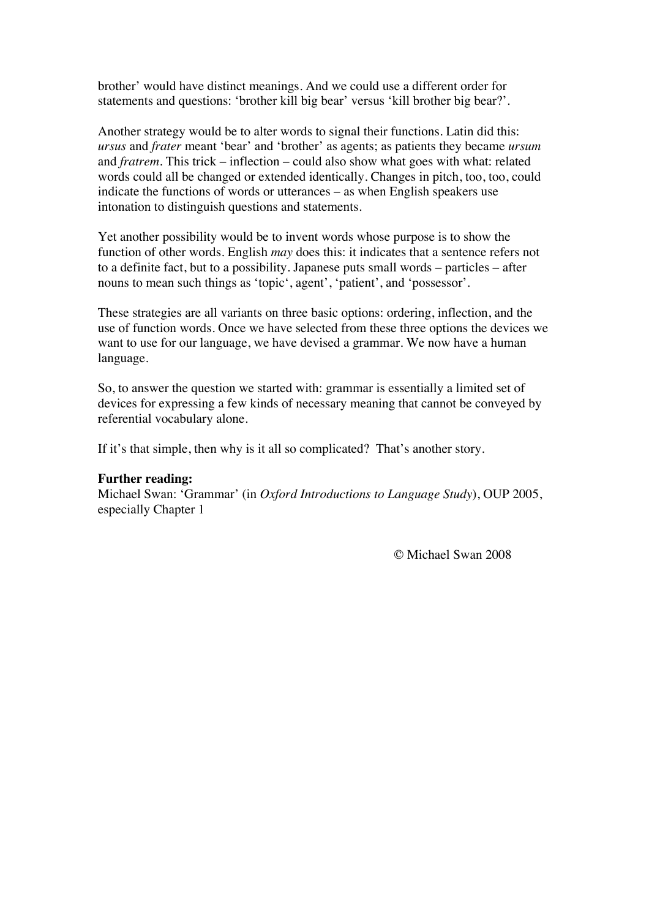brother' would have distinct meanings. And we could use a different order for statements and questions: 'brother kill big bear' versus 'kill brother big bear?'.

Another strategy would be to alter words to signal their functions. Latin did this: *ursus* and *frater* meant 'bear' and 'brother' as agents; as patients they became *ursum* and *fratrem*. This trick – inflection – could also show what goes with what: related words could all be changed or extended identically. Changes in pitch, too, too, could indicate the functions of words or utterances – as when English speakers use intonation to distinguish questions and statements.

Yet another possibility would be to invent words whose purpose is to show the function of other words. English *may* does this: it indicates that a sentence refers not to a definite fact, but to a possibility. Japanese puts small words – particles – after nouns to mean such things as 'topic', agent', 'patient', and 'possessor'.

These strategies are all variants on three basic options: ordering, inflection, and the use of function words. Once we have selected from these three options the devices we want to use for our language, we have devised a grammar. We now have a human language.

So, to answer the question we started with: grammar is essentially a limited set of devices for expressing a few kinds of necessary meaning that cannot be conveyed by referential vocabulary alone.

If it's that simple, then why is it all so complicated? That's another story.

**Further reading:**
Michael Swan: 'Grammar' (in *Oxford Introductions to Language Study*), OUP 2005, especially Chapter 1

© Michael Swan 2008